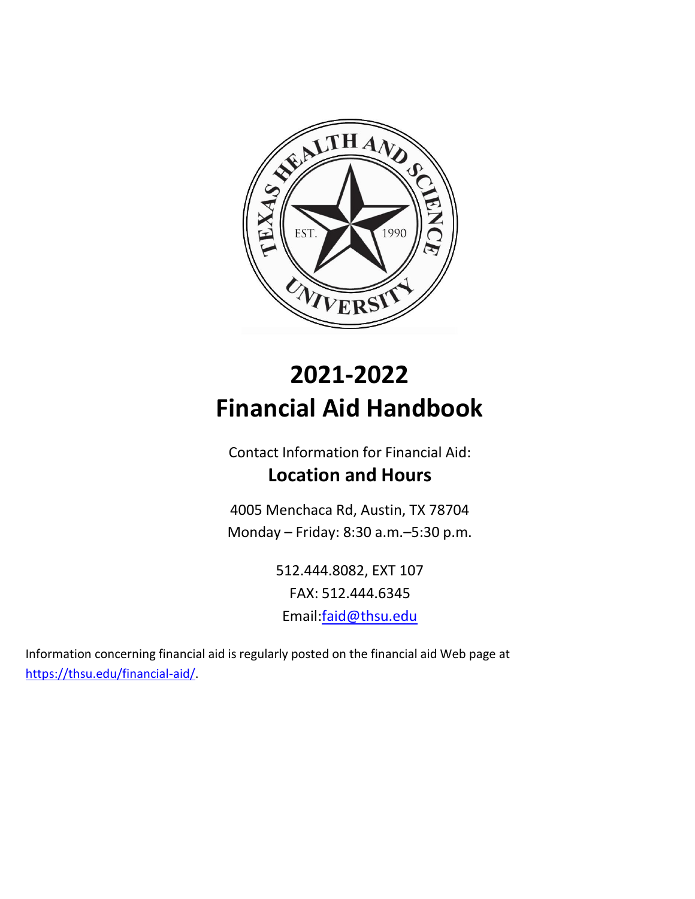# 2021-2022
# Financial Aid Handbook

Contact Information for Financial Aid:

**Location and Hours**

4005 Menchaca Rd, Austin, TX 78704

Monday – Friday: 8:30 a.m.–5:30 p.m.

512.444.8082, EXT 107

FAX: 512.444.6345

Email:faid@thsu.edu

Information concerning financial aid is regularly posted on the financial aid Web page at https://thsu.edu/financial-aid/.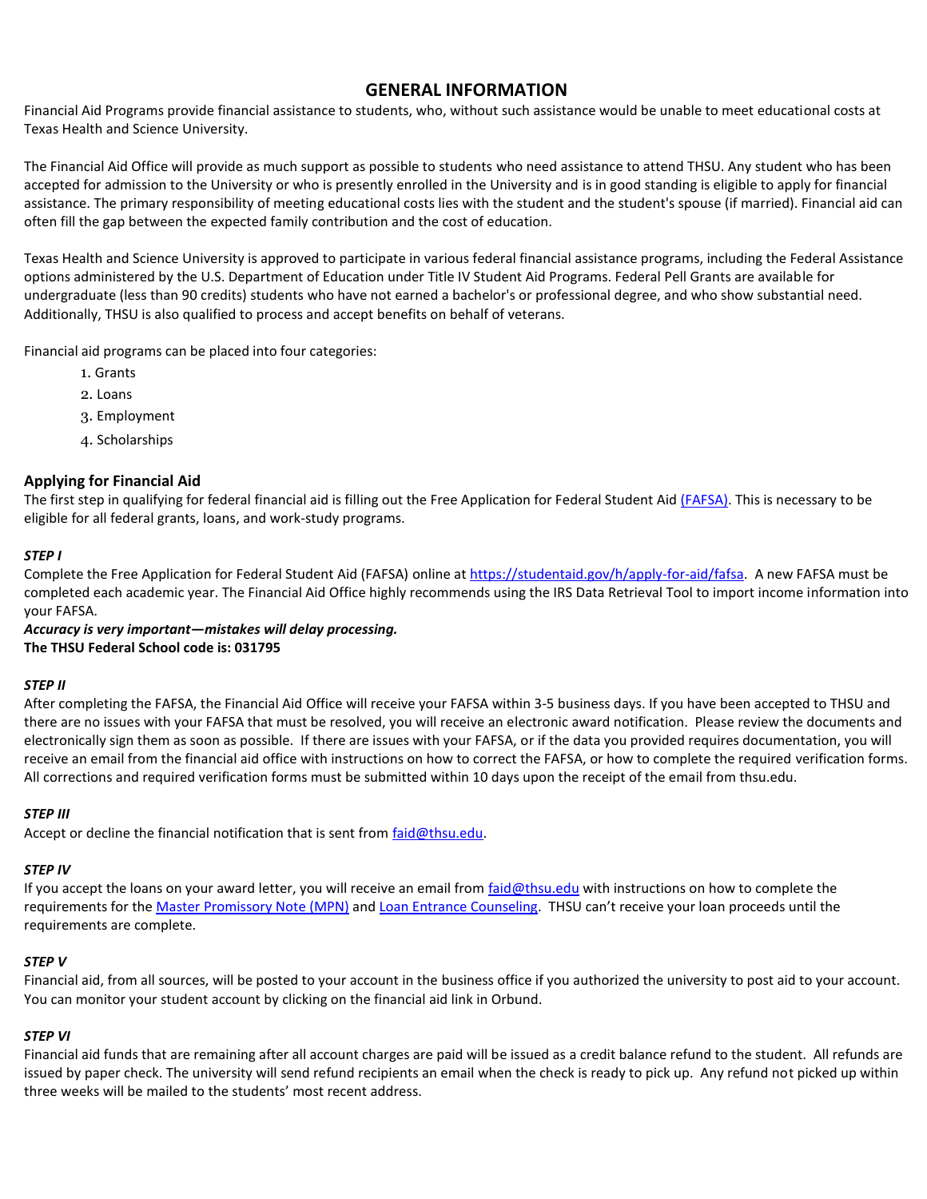# GENERAL INFORMATION

Financial Aid Programs provide financial assistance to students, who, without such assistance would be unable to meet educational costs at Texas Health and Science University.

The Financial Aid Office will provide as much support as possible to students who need assistance to attend THSU. Any student who has been accepted for admission to the University or who is presently enrolled in the University and is in good standing is eligible to apply for financial assistance. The primary responsibility of meeting educational costs lies with the student and the student's spouse (if married). Financial aid can often fill the gap between the expected family contribution and the cost of education.

Texas Health and Science University is approved to participate in various federal financial assistance programs, including the Federal Assistance options administered by the U.S. Department of Education under Title IV Student Aid Programs. Federal Pell Grants are available for undergraduate (less than 90 credits) students who have not earned a bachelor's or professional degree, and who show substantial need. Additionally, THSU is also qualified to process and accept benefits on behalf of veterans.

Financial aid programs can be placed into four categories:

1. Grants
2. Loans
3. Employment
4. Scholarships

## Applying for Financial Aid

The first step in qualifying for federal financial aid is filling out the Free Application for Federal Student Aid (FAFSA). This is necessary to be eligible for all federal grants, loans, and work-study programs.

***STEP I***

Complete the Free Application for Federal Student Aid (FAFSA) online at https://studentaid.gov/h/apply-for-aid/fafsa. A new FAFSA must be completed each academic year. The Financial Aid Office highly recommends using the IRS Data Retrieval Tool to import income information into your FAFSA.

***Accuracy is very important—mistakes will delay processing.***

**The THSU Federal School code is: 031795**

***STEP II***

After completing the FAFSA, the Financial Aid Office will receive your FAFSA within 3-5 business days. If you have been accepted to THSU and there are no issues with your FAFSA that must be resolved, you will receive an electronic award notification. Please review the documents and electronically sign them as soon as possible. If there are issues with your FAFSA, or if the data you provided requires documentation, you will receive an email from the financial aid office with instructions on how to correct the FAFSA, or how to complete the required verification forms. All corrections and required verification forms must be submitted within 10 days upon the receipt of the email from thsu.edu.

***STEP III***

Accept or decline the financial notification that is sent from faid@thsu.edu.

***STEP IV***

If you accept the loans on your award letter, you will receive an email from faid@thsu.edu with instructions on how to complete the requirements for the Master Promissory Note (MPN) and Loan Entrance Counseling. THSU can't receive your loan proceeds until the requirements are complete.

***STEP V***

Financial aid, from all sources, will be posted to your account in the business office if you authorized the university to post aid to your account. You can monitor your student account by clicking on the financial aid link in Orbund.

***STEP VI***

Financial aid funds that are remaining after all account charges are paid will be issued as a credit balance refund to the student. All refunds are issued by paper check. The university will send refund recipients an email when the check is ready to pick up. Any refund not picked up within three weeks will be mailed to the students' most recent address.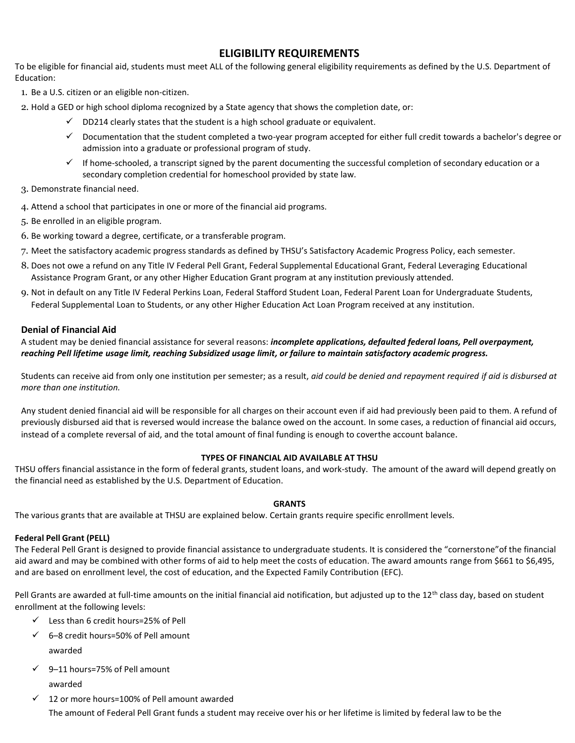## ELIGIBILITY REQUIREMENTS

To be eligible for financial aid, students must meet ALL of the following general eligibility requirements as defined by the U.S. Department of Education:

1. Be a U.S. citizen or an eligible non-citizen.
2. Hold a GED or high school diploma recognized by a State agency that shows the completion date, or:
   - ✓ DD214 clearly states that the student is a high school graduate or equivalent.
   - ✓ Documentation that the student completed a two-year program accepted for either full credit towards a bachelor's degree or admission into a graduate or professional program of study.
   - ✓ If home-schooled, a transcript signed by the parent documenting the successful completion of secondary education or a secondary completion credential for homeschool provided by state law.
3. Demonstrate financial need.
4. Attend a school that participates in one or more of the financial aid programs.
5. Be enrolled in an eligible program.
6. Be working toward a degree, certificate, or a transferable program.
7. Meet the satisfactory academic progress standards as defined by THSU's Satisfactory Academic Progress Policy, each semester.
8. Does not owe a refund on any Title IV Federal Pell Grant, Federal Supplemental Educational Grant, Federal Leveraging Educational Assistance Program Grant, or any other Higher Education Grant program at any institution previously attended.
9. Not in default on any Title IV Federal Perkins Loan, Federal Stafford Student Loan, Federal Parent Loan for Undergraduate Students, Federal Supplemental Loan to Students, or any other Higher Education Act Loan Program received at any institution.

### Denial of Financial Aid

A student may be denied financial assistance for several reasons: ***incomplete applications, defaulted federal loans, Pell overpayment, reaching Pell lifetime usage limit, reaching Subsidized usage limit, or failure to maintain satisfactory academic progress.***

Students can receive aid from only one institution per semester; as a result, *aid could be denied and repayment required if aid is disbursed at more than one institution.*

Any student denied financial aid will be responsible for all charges on their account even if aid had previously been paid to them. A refund of previously disbursed aid that is reversed would increase the balance owed on the account. In some cases, a reduction of financial aid occurs, instead of a complete reversal of aid, and the total amount of final funding is enough to coverthe account balance.

**TYPES OF FINANCIAL AID AVAILABLE AT THSU**

THSU offers financial assistance in the form of federal grants, student loans, and work-study. The amount of the award will depend greatly on the financial need as established by the U.S. Department of Education.

**GRANTS**

The various grants that are available at THSU are explained below. Certain grants require specific enrollment levels.

**Federal Pell Grant (PELL)**

The Federal Pell Grant is designed to provide financial assistance to undergraduate students. It is considered the "cornerstone"of the financial aid award and may be combined with other forms of aid to help meet the costs of education. The award amounts range from $661 to $6,495, and are based on enrollment level, the cost of education, and the Expected Family Contribution (EFC).

Pell Grants are awarded at full-time amounts on the initial financial aid notification, but adjusted up to the 12th class day, based on student enrollment at the following levels:

- ✓ Less than 6 credit hours=25% of Pell
- ✓ 6–8 credit hours=50% of Pell amount awarded
- ✓ 9–11 hours=75% of Pell amount awarded
- ✓ 12 or more hours=100% of Pell amount awarded

The amount of Federal Pell Grant funds a student may receive over his or her lifetime is limited by federal law to be the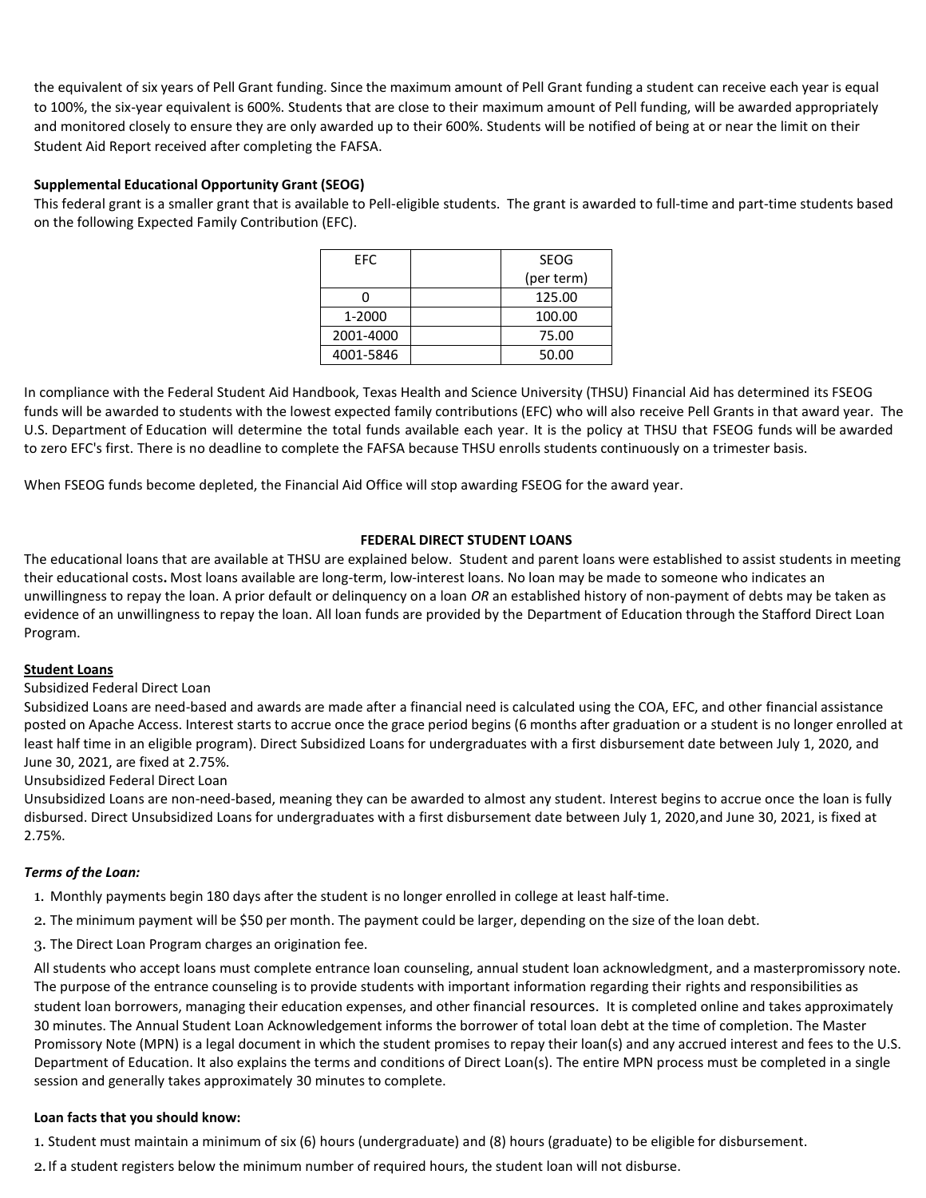the equivalent of six years of Pell Grant funding. Since the maximum amount of Pell Grant funding a student can receive each year is equal to 100%, the six-year equivalent is 600%. Students that are close to their maximum amount of Pell funding, will be awarded appropriately and monitored closely to ensure they are only awarded up to their 600%. Students will be notified of being at or near the limit on their Student Aid Report received after completing the FAFSA.

**Supplemental Educational Opportunity Grant (SEOG)**
This federal grant is a smaller grant that is available to Pell-eligible students. The grant is awarded to full-time and part-time students based on the following Expected Family Contribution (EFC).

| EFC | | SEOG (per term) |
|---|---|---|
| 0 | | 125.00 |
| 1-2000 | | 100.00 |
| 2001-4000 | | 75.00 |
| 4001-5846 | | 50.00 |

In compliance with the Federal Student Aid Handbook, Texas Health and Science University (THSU) Financial Aid has determined its FSEOG funds will be awarded to students with the lowest expected family contributions (EFC) who will also receive Pell Grants in that award year. The U.S. Department of Education will determine the total funds available each year. It is the policy at THSU that FSEOG funds will be awarded to zero EFC's first. There is no deadline to complete the FAFSA because THSU enrolls students continuously on a trimester basis.

When FSEOG funds become depleted, the Financial Aid Office will stop awarding FSEOG for the award year.

## FEDERAL DIRECT STUDENT LOANS

The educational loans that are available at THSU are explained below. Student and parent loans were established to assist students in meeting their educational costs**.** Most loans available are long-term, low-interest loans. No loan may be made to someone who indicates an unwillingness to repay the loan. A prior default or delinquency on a loan *OR* an established history of non-payment of debts may be taken as evidence of an unwillingness to repay the loan. All loan funds are provided by the Department of Education through the Stafford Direct Loan Program.

**Student Loans**

Subsidized Federal Direct Loan

Subsidized Loans are need-based and awards are made after a financial need is calculated using the COA, EFC, and other financial assistance posted on Apache Access. Interest starts to accrue once the grace period begins (6 months after graduation or a student is no longer enrolled at least half time in an eligible program). Direct Subsidized Loans for undergraduates with a first disbursement date between July 1, 2020, and June 30, 2021, are fixed at 2.75%.

Unsubsidized Federal Direct Loan

Unsubsidized Loans are non-need-based, meaning they can be awarded to almost any student. Interest begins to accrue once the loan is fully disbursed. Direct Unsubsidized Loans for undergraduates with a first disbursement date between July 1, 2020,and June 30, 2021, is fixed at 2.75%.

***Terms of the Loan:***

1. Monthly payments begin 180 days after the student is no longer enrolled in college at least half-time.
2. The minimum payment will be $50 per month. The payment could be larger, depending on the size of the loan debt.
3. The Direct Loan Program charges an origination fee.

All students who accept loans must complete entrance loan counseling, annual student loan acknowledgment, and a masterpromissory note. The purpose of the entrance counseling is to provide students with important information regarding their rights and responsibilities as student loan borrowers, managing their education expenses, and other financial resources. It is completed online and takes approximately 30 minutes. The Annual Student Loan Acknowledgement informs the borrower of total loan debt at the time of completion. The Master Promissory Note (MPN) is a legal document in which the student promises to repay their loan(s) and any accrued interest and fees to the U.S. Department of Education. It also explains the terms and conditions of Direct Loan(s). The entire MPN process must be completed in a single session and generally takes approximately 30 minutes to complete.

**Loan facts that you should know:**

1. Student must maintain a minimum of six (6) hours (undergraduate) and (8) hours (graduate) to be eligible for disbursement.
2. If a student registers below the minimum number of required hours, the student loan will not disburse.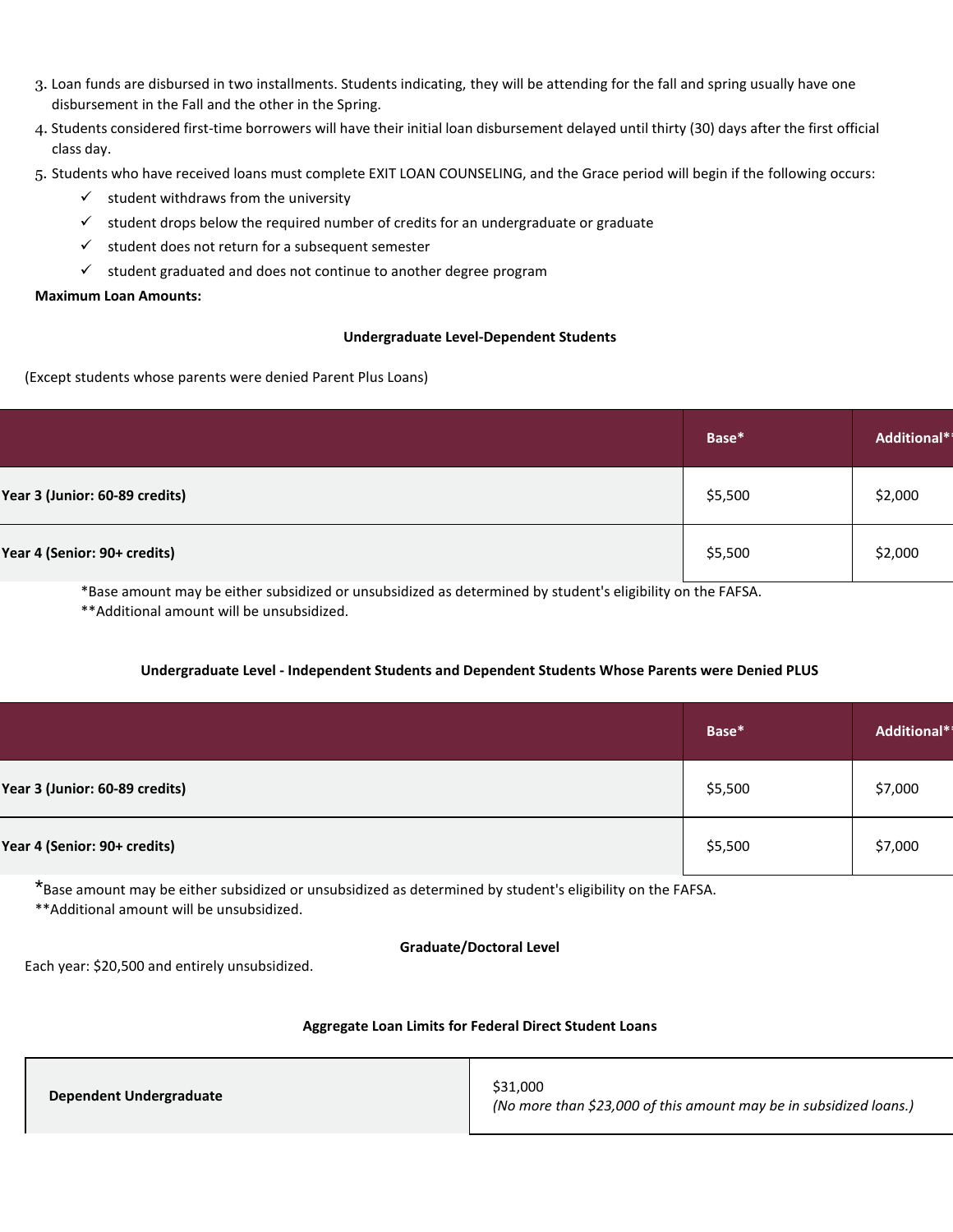3. Loan funds are disbursed in two installments. Students indicating, they will be attending for the fall and spring usually have one disbursement in the Fall and the other in the Spring.
4. Students considered first-time borrowers will have their initial loan disbursement delayed until thirty (30) days after the first official class day.
5. Students who have received loans must complete EXIT LOAN COUNSELING, and the Grace period will begin if the following occurs:
   - ✓ student withdraws from the university
   - ✓ student drops below the required number of credits for an undergraduate or graduate
   - ✓ student does not return for a subsequent semester
   - ✓ student graduated and does not continue to another degree program

**Maximum Loan Amounts:**

**Undergraduate Level-Dependent Students**

(Except students whose parents were denied Parent Plus Loans)

| | Base* | Additional** |
|---|---|---|
| **Year 3 (Junior: 60-89 credits)** | $5,500 | $2,000 |
| **Year 4 (Senior: 90+ credits)** | $5,500 | $2,000 |

*Base amount may be either subsidized or unsubsidized as determined by student's eligibility on the FAFSA.
**Additional amount will be unsubsidized.

**Undergraduate Level - Independent Students and Dependent Students Whose Parents were Denied PLUS**

| | Base* | Additional** |
|---|---|---|
| **Year 3 (Junior: 60-89 credits)** | $5,500 | $7,000 |
| **Year 4 (Senior: 90+ credits)** | $5,500 | $7,000 |

*Base amount may be either subsidized or unsubsidized as determined by student's eligibility on the FAFSA.
**Additional amount will be unsubsidized.

**Graduate/Doctoral Level**

Each year: $20,500 and entirely unsubsidized.

**Aggregate Loan Limits for Federal Direct Student Loans**

| | |
|---|---|
| **Dependent Undergraduate** | $31,000 *(No more than $23,000 of this amount may be in subsidized loans.)* |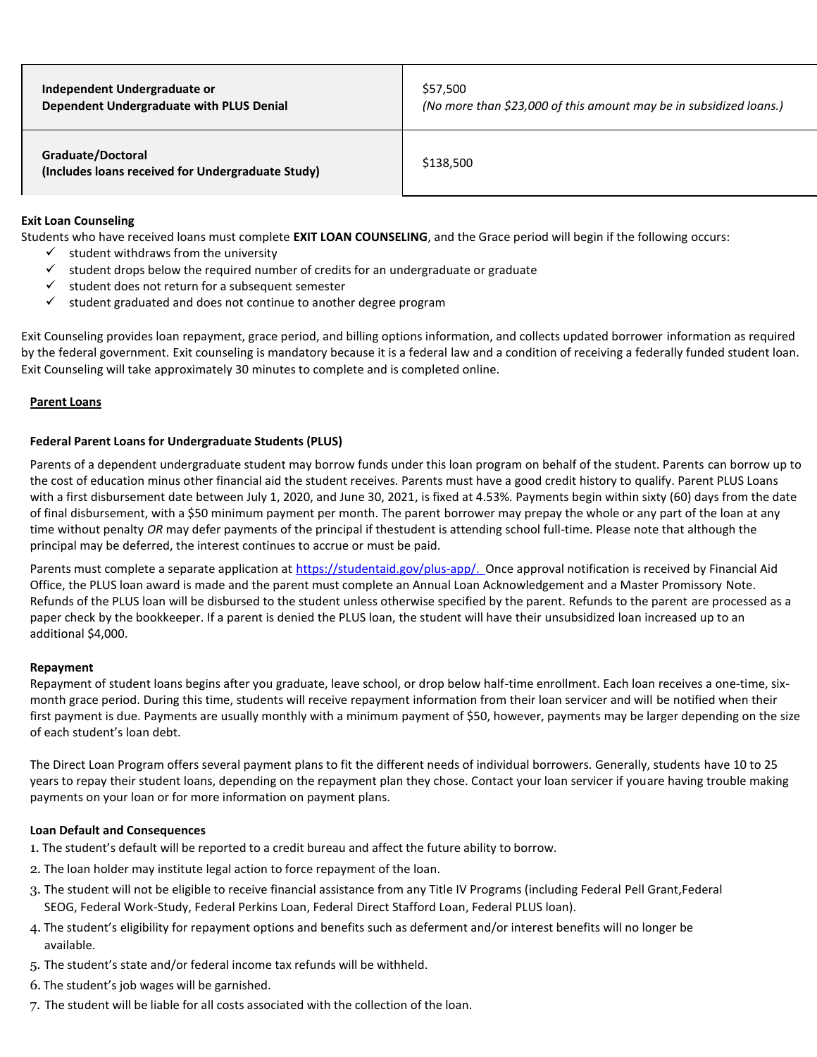| Independent Undergraduate or Dependent Undergraduate with PLUS Denial | $57,500 *(No more than $23,000 of this amount may be in subsidized loans.)* |
|---|---|
| **Graduate/Doctoral (Includes loans received for Undergraduate Study)** | $138,500 |

**Exit Loan Counseling**

Students who have received loans must complete **EXIT LOAN COUNSELING**, and the Grace period will begin if the following occurs:

- ✓ student withdraws from the university
- ✓ student drops below the required number of credits for an undergraduate or graduate
- ✓ student does not return for a subsequent semester
- ✓ student graduated and does not continue to another degree program

Exit Counseling provides loan repayment, grace period, and billing options information, and collects updated borrower information as required by the federal government. Exit counseling is mandatory because it is a federal law and a condition of receiving a federally funded student loan. Exit Counseling will take approximately 30 minutes to complete and is completed online.

**Parent Loans**

**Federal Parent Loans for Undergraduate Students (PLUS)**

Parents of a dependent undergraduate student may borrow funds under this loan program on behalf of the student. Parents can borrow up to the cost of education minus other financial aid the student receives. Parents must have a good credit history to qualify. Parent PLUS Loans with a first disbursement date between July 1, 2020, and June 30, 2021, is fixed at 4.53%. Payments begin within sixty (60) days from the date of final disbursement, with a $50 minimum payment per month. The parent borrower may prepay the whole or any part of the loan at any time without penalty *OR* may defer payments of the principal if thestudent is attending school full-time. Please note that although the principal may be deferred, the interest continues to accrue or must be paid.

Parents must complete a separate application at https://studentaid.gov/plus-app/. Once approval notification is received by Financial Aid Office, the PLUS loan award is made and the parent must complete an Annual Loan Acknowledgement and a Master Promissory Note. Refunds of the PLUS loan will be disbursed to the student unless otherwise specified by the parent. Refunds to the parent are processed as a paper check by the bookkeeper. If a parent is denied the PLUS loan, the student will have their unsubsidized loan increased up to an additional $4,000.

**Repayment**

Repayment of student loans begins after you graduate, leave school, or drop below half-time enrollment. Each loan receives a one-time, six-month grace period. During this time, students will receive repayment information from their loan servicer and will be notified when their first payment is due. Payments are usually monthly with a minimum payment of $50, however, payments may be larger depending on the size of each student's loan debt.

The Direct Loan Program offers several payment plans to fit the different needs of individual borrowers. Generally, students have 10 to 25 years to repay their student loans, depending on the repayment plan they chose. Contact your loan servicer if youare having trouble making payments on your loan or for more information on payment plans.

**Loan Default and Consequences**

1. The student's default will be reported to a credit bureau and affect the future ability to borrow.
2. The loan holder may institute legal action to force repayment of the loan.
3. The student will not be eligible to receive financial assistance from any Title IV Programs (including Federal Pell Grant,Federal SEOG, Federal Work-Study, Federal Perkins Loan, Federal Direct Stafford Loan, Federal PLUS loan).
4. The student's eligibility for repayment options and benefits such as deferment and/or interest benefits will no longer be available.
5. The student's state and/or federal income tax refunds will be withheld.
6. The student's job wages will be garnished.
7. The student will be liable for all costs associated with the collection of the loan.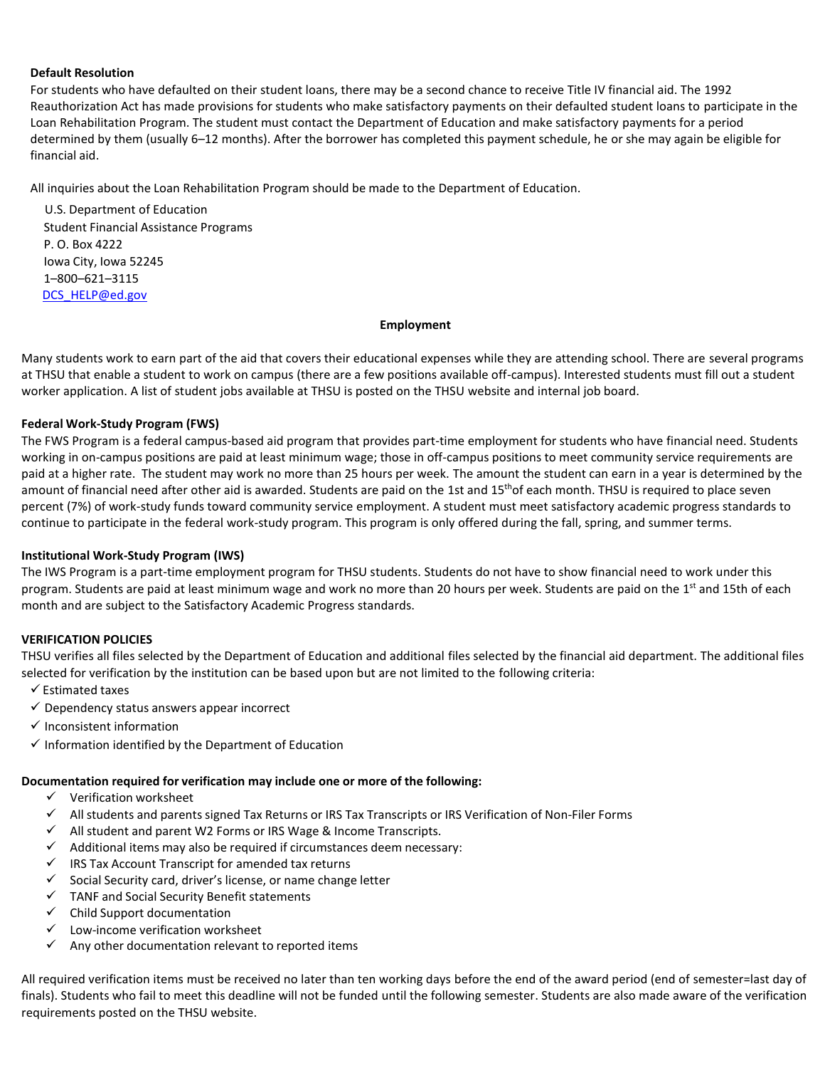**Default Resolution**

For students who have defaulted on their student loans, there may be a second chance to receive Title IV financial aid. The 1992 Reauthorization Act has made provisions for students who make satisfactory payments on their defaulted student loans to participate in the Loan Rehabilitation Program. The student must contact the Department of Education and make satisfactory payments for a period determined by them (usually 6–12 months). After the borrower has completed this payment schedule, he or she may again be eligible for financial aid.

All inquiries about the Loan Rehabilitation Program should be made to the Department of Education.

U.S. Department of Education
Student Financial Assistance Programs
P. O. Box 4222
Iowa City, Iowa 52245
1–800–621–3115
DCS_HELP@ed.gov

## Employment

Many students work to earn part of the aid that covers their educational expenses while they are attending school. There are several programs at THSU that enable a student to work on campus (there are a few positions available off-campus). Interested students must fill out a student worker application. A list of student jobs available at THSU is posted on the THSU website and internal job board.

**Federal Work-Study Program (FWS)**

The FWS Program is a federal campus-based aid program that provides part-time employment for students who have financial need. Students working in on-campus positions are paid at least minimum wage; those in off-campus positions to meet community service requirements are paid at a higher rate. The student may work no more than 25 hours per week. The amount the student can earn in a year is determined by the amount of financial need after other aid is awarded. Students are paid on the 1st and 15th of each month. THSU is required to place seven percent (7%) of work-study funds toward community service employment. A student must meet satisfactory academic progress standards to continue to participate in the federal work-study program. This program is only offered during the fall, spring, and summer terms.

**Institutional Work-Study Program (IWS)**

The IWS Program is a part-time employment program for THSU students. Students do not have to show financial need to work under this program. Students are paid at least minimum wage and work no more than 20 hours per week. Students are paid on the 1st and 15th of each month and are subject to the Satisfactory Academic Progress standards.

**VERIFICATION POLICIES**

THSU verifies all files selected by the Department of Education and additional files selected by the financial aid department. The additional files selected for verification by the institution can be based upon but are not limited to the following criteria:

- ✓ Estimated taxes
- ✓ Dependency status answers appear incorrect
- ✓ Inconsistent information
- ✓ Information identified by the Department of Education

**Documentation required for verification may include one or more of the following:**

- ✓ Verification worksheet
- ✓ All students and parents signed Tax Returns or IRS Tax Transcripts or IRS Verification of Non-Filer Forms
- ✓ All student and parent W2 Forms or IRS Wage & Income Transcripts.
- ✓ Additional items may also be required if circumstances deem necessary:
- ✓ IRS Tax Account Transcript for amended tax returns
- ✓ Social Security card, driver's license, or name change letter
- ✓ TANF and Social Security Benefit statements
- ✓ Child Support documentation
- ✓ Low-income verification worksheet
- ✓ Any other documentation relevant to reported items

All required verification items must be received no later than ten working days before the end of the award period (end of semester=last day of finals). Students who fail to meet this deadline will not be funded until the following semester. Students are also made aware of the verification requirements posted on the THSU website.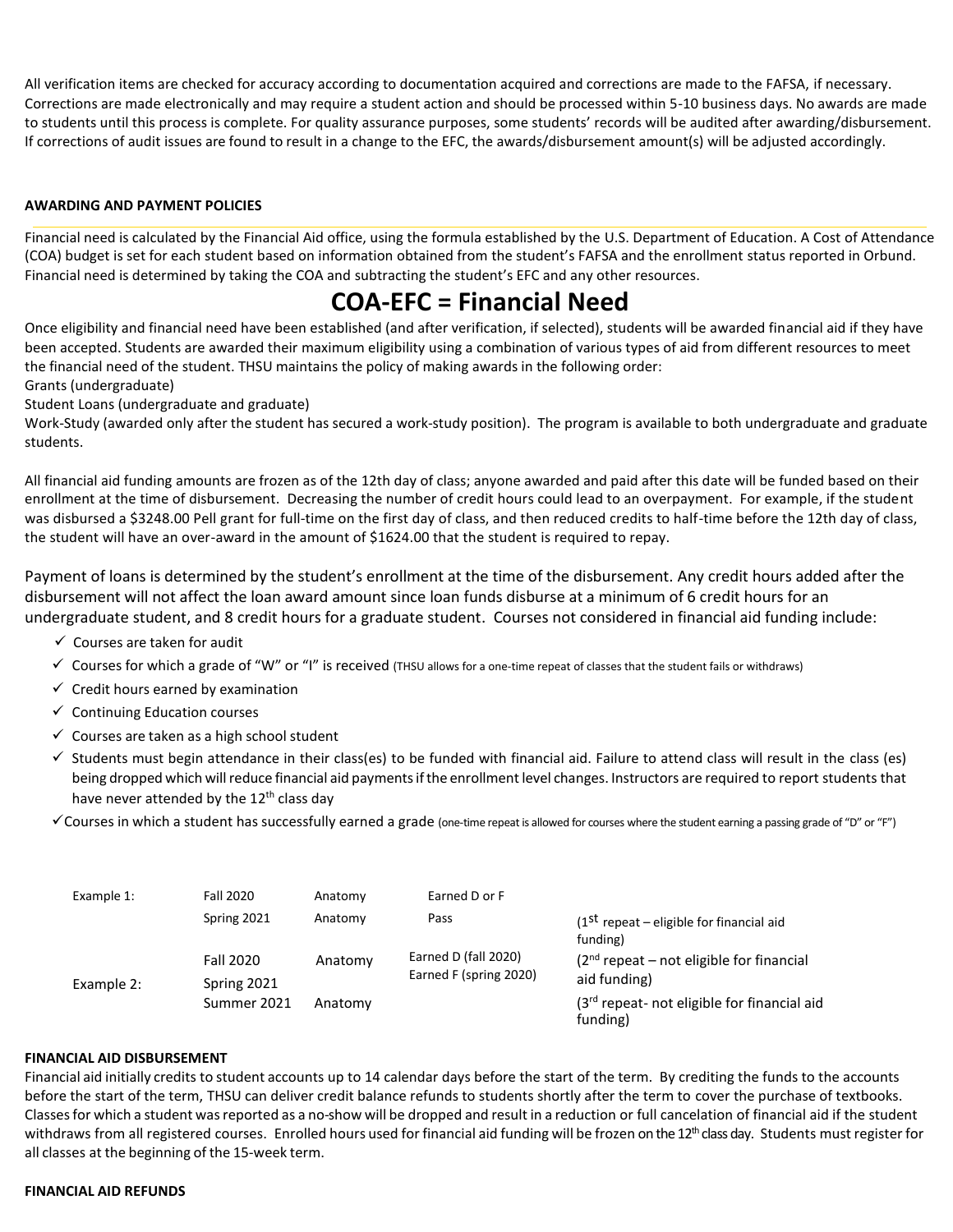All verification items are checked for accuracy according to documentation acquired and corrections are made to the FAFSA, if necessary. Corrections are made electronically and may require a student action and should be processed within 5-10 business days. No awards are made to students until this process is complete. For quality assurance purposes, some students' records will be audited after awarding/disbursement. If corrections of audit issues are found to result in a change to the EFC, the awards/disbursement amount(s) will be adjusted accordingly.

**AWARDING AND PAYMENT POLICIES**

Financial need is calculated by the Financial Aid office, using the formula established by the U.S. Department of Education. A Cost of Attendance (COA) budget is set for each student based on information obtained from the student's FAFSA and the enrollment status reported in Orbund. Financial need is determined by taking the COA and subtracting the student's EFC and any other resources.

# COA-EFC = Financial Need

Once eligibility and financial need have been established (and after verification, if selected), students will be awarded financial aid if they have been accepted. Students are awarded their maximum eligibility using a combination of various types of aid from different resources to meet the financial need of the student. THSU maintains the policy of making awards in the following order:
Grants (undergraduate)
Student Loans (undergraduate and graduate)
Work-Study (awarded only after the student has secured a work-study position). The program is available to both undergraduate and graduate students.

All financial aid funding amounts are frozen as of the 12th day of class; anyone awarded and paid after this date will be funded based on their enrollment at the time of disbursement. Decreasing the number of credit hours could lead to an overpayment. For example, if the student was disbursed a $3248.00 Pell grant for full-time on the first day of class, and then reduced credits to half-time before the 12th day of class, the student will have an over-award in the amount of $1624.00 that the student is required to repay.

Payment of loans is determined by the student's enrollment at the time of the disbursement. Any credit hours added after the disbursement will not affect the loan award amount since loan funds disburse at a minimum of 6 credit hours for an undergraduate student, and 8 credit hours for a graduate student. Courses not considered in financial aid funding include:

- ✓ Courses are taken for audit
- ✓ Courses for which a grade of "W" or "I" is received (THSU allows for a one-time repeat of classes that the student fails or withdraws)
- ✓ Credit hours earned by examination
- ✓ Continuing Education courses
- ✓ Courses are taken as a high school student
- ✓ Students must begin attendance in their class(es) to be funded with financial aid. Failure to attend class will result in the class (es) being dropped which will reduce financial aid payments if the enrollment level changes. Instructors are required to report students that have never attended by the 12th class day
- ✓ Courses in which a student has successfully earned a grade (one-time repeat is allowed for courses where the student earning a passing grade of "D" or "F")

| | | | | |
|---|---|---|---|---|
| Example 1: | Fall 2020 | Anatomy | Earned D or F | |
| | Spring 2021 | Anatomy | Pass | (1st repeat – eligible for financial aid funding) |
| Example 2: | Fall 2020 | Anatomy | Earned D (fall 2020) | |
| | Spring 2021 | | Earned F (spring 2020) | (2nd repeat – not eligible for financial aid funding) |
| | Summer 2021 | Anatomy | | (3rd repeat- not eligible for financial aid funding) |

**FINANCIAL AID DISBURSEMENT**

Financial aid initially credits to student accounts up to 14 calendar days before the start of the term. By crediting the funds to the accounts before the start of the term, THSU can deliver credit balance refunds to students shortly after the term to cover the purchase of textbooks. Classes for which a student was reported as a no-show will be dropped and result in a reduction or full cancelation of financial aid if the student withdraws from all registered courses. Enrolled hours used for financial aid funding will be frozen on the 12th class day. Students must register for all classes at the beginning of the 15-week term.

**FINANCIAL AID REFUNDS**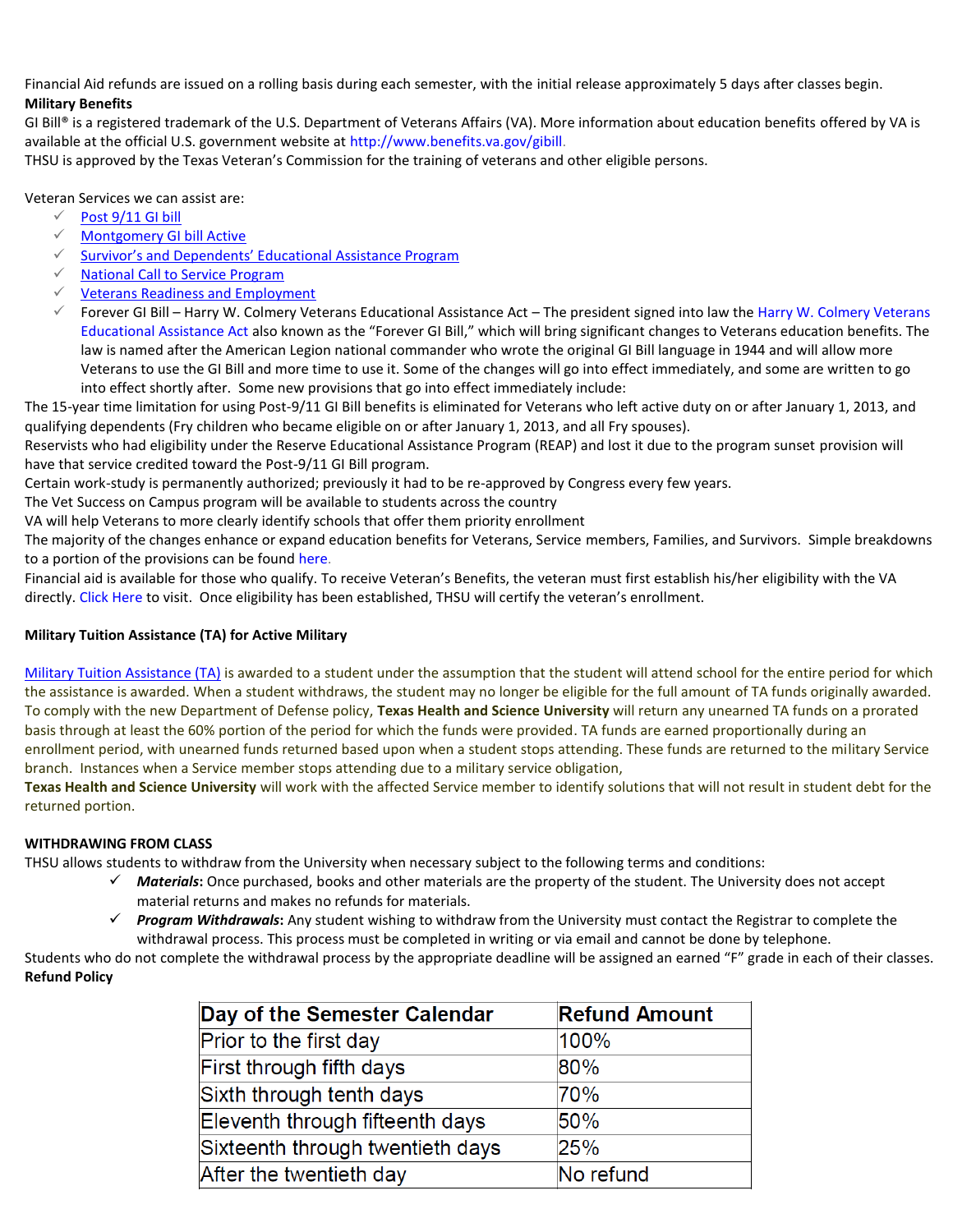Financial Aid refunds are issued on a rolling basis during each semester, with the initial release approximately 5 days after classes begin.

**Military Benefits**

GI Bill® is a registered trademark of the U.S. Department of Veterans Affairs (VA). More information about education benefits offered by VA is available at the official U.S. government website at http://www.benefits.va.gov/gibill.

THSU is approved by the Texas Veteran's Commission for the training of veterans and other eligible persons.

Veteran Services we can assist are:

- Post 9/11 GI bill
- Montgomery GI bill Active
- Survivor's and Dependents' Educational Assistance Program
- National Call to Service Program
- Veterans Readiness and Employment
- Forever GI Bill – Harry W. Colmery Veterans Educational Assistance Act – The president signed into law the Harry W. Colmery Veterans Educational Assistance Act also known as the "Forever GI Bill," which will bring significant changes to Veterans education benefits. The law is named after the American Legion national commander who wrote the original GI Bill language in 1944 and will allow more Veterans to use the GI Bill and more time to use it. Some of the changes will go into effect immediately, and some are written to go into effect shortly after. Some new provisions that go into effect immediately include:

The 15-year time limitation for using Post-9/11 GI Bill benefits is eliminated for Veterans who left active duty on or after January 1, 2013, and qualifying dependents (Fry children who became eligible on or after January 1, 2013, and all Fry spouses).

Reservists who had eligibility under the Reserve Educational Assistance Program (REAP) and lost it due to the program sunset provision will have that service credited toward the Post-9/11 GI Bill program.

Certain work-study is permanently authorized; previously it had to be re-approved by Congress every few years.

The Vet Success on Campus program will be available to students across the country

VA will help Veterans to more clearly identify schools that offer them priority enrollment

The majority of the changes enhance or expand education benefits for Veterans, Service members, Families, and Survivors. Simple breakdowns to a portion of the provisions can be found here.

Financial aid is available for those who qualify. To receive Veteran's Benefits, the veteran must first establish his/her eligibility with the VA directly. Click Here to visit. Once eligibility has been established, THSU will certify the veteran's enrollment.

**Military Tuition Assistance (TA) for Active Military**

Military Tuition Assistance (TA) is awarded to a student under the assumption that the student will attend school for the entire period for which the assistance is awarded. When a student withdraws, the student may no longer be eligible for the full amount of TA funds originally awarded. To comply with the new Department of Defense policy, **Texas Health and Science University** will return any unearned TA funds on a prorated basis through at least the 60% portion of the period for which the funds were provided. TA funds are earned proportionally during an enrollment period, with unearned funds returned based upon when a student stops attending. These funds are returned to the military Service branch. Instances when a Service member stops attending due to a military service obligation,

**Texas Health and Science University** will work with the affected Service member to identify solutions that will not result in student debt for the returned portion.

**WITHDRAWING FROM CLASS**

THSU allows students to withdraw from the University when necessary subject to the following terms and conditions:

- ***Materials***: Once purchased, books and other materials are the property of the student. The University does not accept material returns and makes no refunds for materials.
- ***Program Withdrawals***: Any student wishing to withdraw from the University must contact the Registrar to complete the withdrawal process. This process must be completed in writing or via email and cannot be done by telephone.

Students who do not complete the withdrawal process by the appropriate deadline will be assigned an earned "F" grade in each of their classes.

**Refund Policy**

| Day of the Semester Calendar | Refund Amount |
|---|---|
| Prior to the first day | 100% |
| First through fifth days | 80% |
| Sixth through tenth days | 70% |
| Eleventh through fifteenth days | 50% |
| Sixteenth through twentieth days | 25% |
| After the twentieth day | No refund |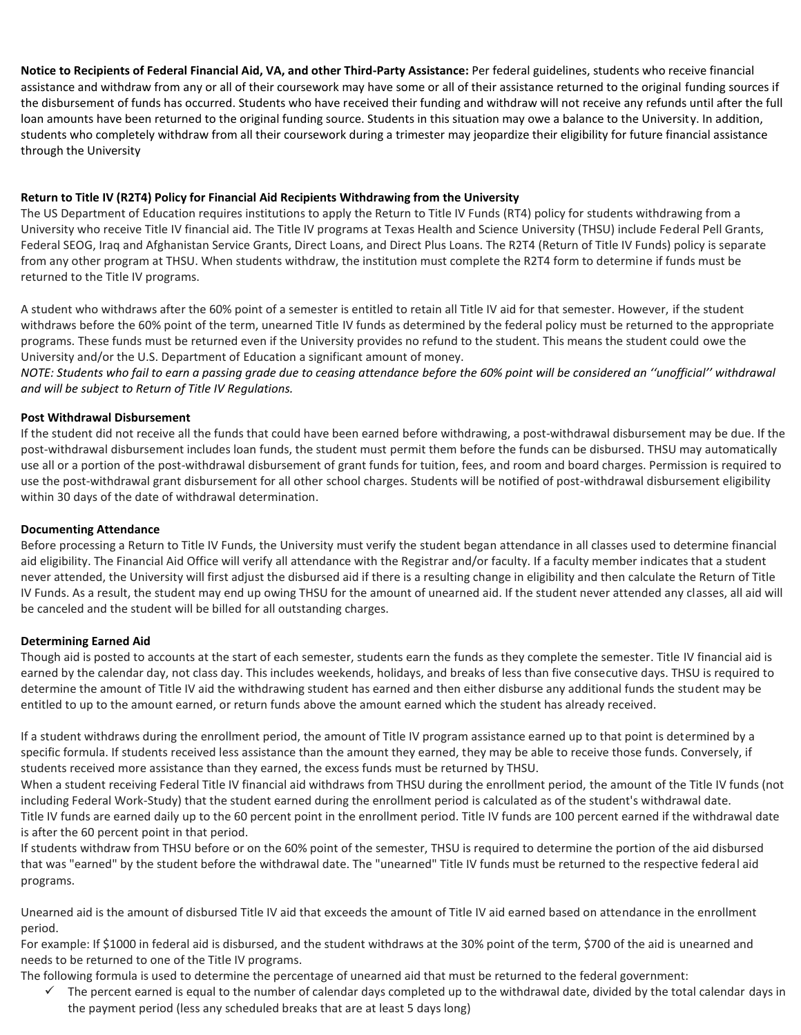**Notice to Recipients of Federal Financial Aid, VA, and other Third-Party Assistance:** Per federal guidelines, students who receive financial assistance and withdraw from any or all of their coursework may have some or all of their assistance returned to the original funding sources if the disbursement of funds has occurred. Students who have received their funding and withdraw will not receive any refunds until after the full loan amounts have been returned to the original funding source. Students in this situation may owe a balance to the University. In addition, students who completely withdraw from all their coursework during a trimester may jeopardize their eligibility for future financial assistance through the University

**Return to Title IV (R2T4) Policy for Financial Aid Recipients Withdrawing from the University**

The US Department of Education requires institutions to apply the Return to Title IV Funds (RT4) policy for students withdrawing from a University who receive Title IV financial aid. The Title IV programs at Texas Health and Science University (THSU) include Federal Pell Grants, Federal SEOG, Iraq and Afghanistan Service Grants, Direct Loans, and Direct Plus Loans. The R2T4 (Return of Title IV Funds) policy is separate from any other program at THSU. When students withdraw, the institution must complete the R2T4 form to determine if funds must be returned to the Title IV programs.

A student who withdraws after the 60% point of a semester is entitled to retain all Title IV aid for that semester. However, if the student withdraws before the 60% point of the term, unearned Title IV funds as determined by the federal policy must be returned to the appropriate programs. These funds must be returned even if the University provides no refund to the student. This means the student could owe the University and/or the U.S. Department of Education a significant amount of money.

*NOTE: Students who fail to earn a passing grade due to ceasing attendance before the 60% point will be considered an ''unofficial'' withdrawal and will be subject to Return of Title IV Regulations.*

**Post Withdrawal Disbursement**

If the student did not receive all the funds that could have been earned before withdrawing, a post-withdrawal disbursement may be due. If the post-withdrawal disbursement includes loan funds, the student must permit them before the funds can be disbursed. THSU may automatically use all or a portion of the post-withdrawal disbursement of grant funds for tuition, fees, and room and board charges. Permission is required to use the post-withdrawal grant disbursement for all other school charges. Students will be notified of post-withdrawal disbursement eligibility within 30 days of the date of withdrawal determination.

**Documenting Attendance**

Before processing a Return to Title IV Funds, the University must verify the student began attendance in all classes used to determine financial aid eligibility. The Financial Aid Office will verify all attendance with the Registrar and/or faculty. If a faculty member indicates that a student never attended, the University will first adjust the disbursed aid if there is a resulting change in eligibility and then calculate the Return of Title IV Funds. As a result, the student may end up owing THSU for the amount of unearned aid. If the student never attended any classes, all aid will be canceled and the student will be billed for all outstanding charges.

**Determining Earned Aid**

Though aid is posted to accounts at the start of each semester, students earn the funds as they complete the semester. Title IV financial aid is earned by the calendar day, not class day. This includes weekends, holidays, and breaks of less than five consecutive days. THSU is required to determine the amount of Title IV aid the withdrawing student has earned and then either disburse any additional funds the student may be entitled to up to the amount earned, or return funds above the amount earned which the student has already received.

If a student withdraws during the enrollment period, the amount of Title IV program assistance earned up to that point is determined by a specific formula. If students received less assistance than the amount they earned, they may be able to receive those funds. Conversely, if students received more assistance than they earned, the excess funds must be returned by THSU.

When a student receiving Federal Title IV financial aid withdraws from THSU during the enrollment period, the amount of the Title IV funds (not including Federal Work-Study) that the student earned during the enrollment period is calculated as of the student's withdrawal date.

Title IV funds are earned daily up to the 60 percent point in the enrollment period. Title IV funds are 100 percent earned if the withdrawal date is after the 60 percent point in that period.

If students withdraw from THSU before or on the 60% point of the semester, THSU is required to determine the portion of the aid disbursed that was "earned" by the student before the withdrawal date. The "unearned" Title IV funds must be returned to the respective federal aid programs.

Unearned aid is the amount of disbursed Title IV aid that exceeds the amount of Title IV aid earned based on attendance in the enrollment period.

For example: If $1000 in federal aid is disbursed, and the student withdraws at the 30% point of the term, $700 of the aid is unearned and needs to be returned to one of the Title IV programs.

The following formula is used to determine the percentage of unearned aid that must be returned to the federal government:

- ✓ The percent earned is equal to the number of calendar days completed up to the withdrawal date, divided by the total calendar days in the payment period (less any scheduled breaks that are at least 5 days long)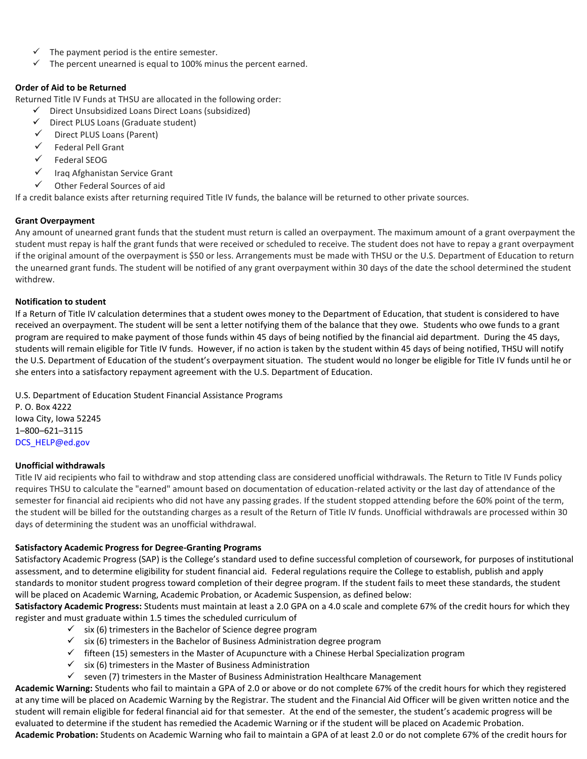- ✓ The payment period is the entire semester.
- ✓ The percent unearned is equal to 100% minus the percent earned.

**Order of Aid to be Returned**

Returned Title IV Funds at THSU are allocated in the following order:

- ✓ Direct Unsubsidized Loans Direct Loans (subsidized)
- ✓ Direct PLUS Loans (Graduate student)
- ✓ Direct PLUS Loans (Parent)
- ✓ Federal Pell Grant
- ✓ Federal SEOG
- ✓ Iraq Afghanistan Service Grant
- ✓ Other Federal Sources of aid

If a credit balance exists after returning required Title IV funds, the balance will be returned to other private sources.

**Grant Overpayment**

Any amount of unearned grant funds that the student must return is called an overpayment. The maximum amount of a grant overpayment the student must repay is half the grant funds that were received or scheduled to receive. The student does not have to repay a grant overpayment if the original amount of the overpayment is $50 or less. Arrangements must be made with THSU or the U.S. Department of Education to return the unearned grant funds. The student will be notified of any grant overpayment within 30 days of the date the school determined the student withdrew.

**Notification to student**

If a Return of Title IV calculation determines that a student owes money to the Department of Education, that student is considered to have received an overpayment. The student will be sent a letter notifying them of the balance that they owe. Students who owe funds to a grant program are required to make payment of those funds within 45 days of being notified by the financial aid department. During the 45 days, students will remain eligible for Title IV funds. However, if no action is taken by the student within 45 days of being notified, THSU will notify the U.S. Department of Education of the student's overpayment situation. The student would no longer be eligible for Title IV funds until he or she enters into a satisfactory repayment agreement with the U.S. Department of Education.

U.S. Department of Education Student Financial Assistance Programs
P. O. Box 4222
Iowa City, Iowa 52245
1–800–621–3115
DCS_HELP@ed.gov

**Unofficial withdrawals**

Title IV aid recipients who fail to withdraw and stop attending class are considered unofficial withdrawals. The Return to Title IV Funds policy requires THSU to calculate the "earned" amount based on documentation of education-related activity or the last day of attendance of the semester for financial aid recipients who did not have any passing grades. If the student stopped attending before the 60% point of the term, the student will be billed for the outstanding charges as a result of the Return of Title IV funds. Unofficial withdrawals are processed within 30 days of determining the student was an unofficial withdrawal.

**Satisfactory Academic Progress for Degree-Granting Programs**

Satisfactory Academic Progress (SAP) is the College's standard used to define successful completion of coursework, for purposes of institutional assessment, and to determine eligibility for student financial aid. Federal regulations require the College to establish, publish and apply standards to monitor student progress toward completion of their degree program. If the student fails to meet these standards, the student will be placed on Academic Warning, Academic Probation, or Academic Suspension, as defined below:

**Satisfactory Academic Progress:** Students must maintain at least a 2.0 GPA on a 4.0 scale and complete 67% of the credit hours for which they register and must graduate within 1.5 times the scheduled curriculum of

- ✓ six (6) trimesters in the Bachelor of Science degree program
- ✓ six (6) trimesters in the Bachelor of Business Administration degree program
- ✓ fifteen (15) semesters in the Master of Acupuncture with a Chinese Herbal Specialization program
- ✓ six (6) trimesters in the Master of Business Administration
- ✓ seven (7) trimesters in the Master of Business Administration Healthcare Management

**Academic Warning:** Students who fail to maintain a GPA of 2.0 or above or do not complete 67% of the credit hours for which they registered at any time will be placed on Academic Warning by the Registrar. The student and the Financial Aid Officer will be given written notice and the student will remain eligible for federal financial aid for that semester. At the end of the semester, the student's academic progress will be evaluated to determine if the student has remedied the Academic Warning or if the student will be placed on Academic Probation.

**Academic Probation:** Students on Academic Warning who fail to maintain a GPA of at least 2.0 or do not complete 67% of the credit hours for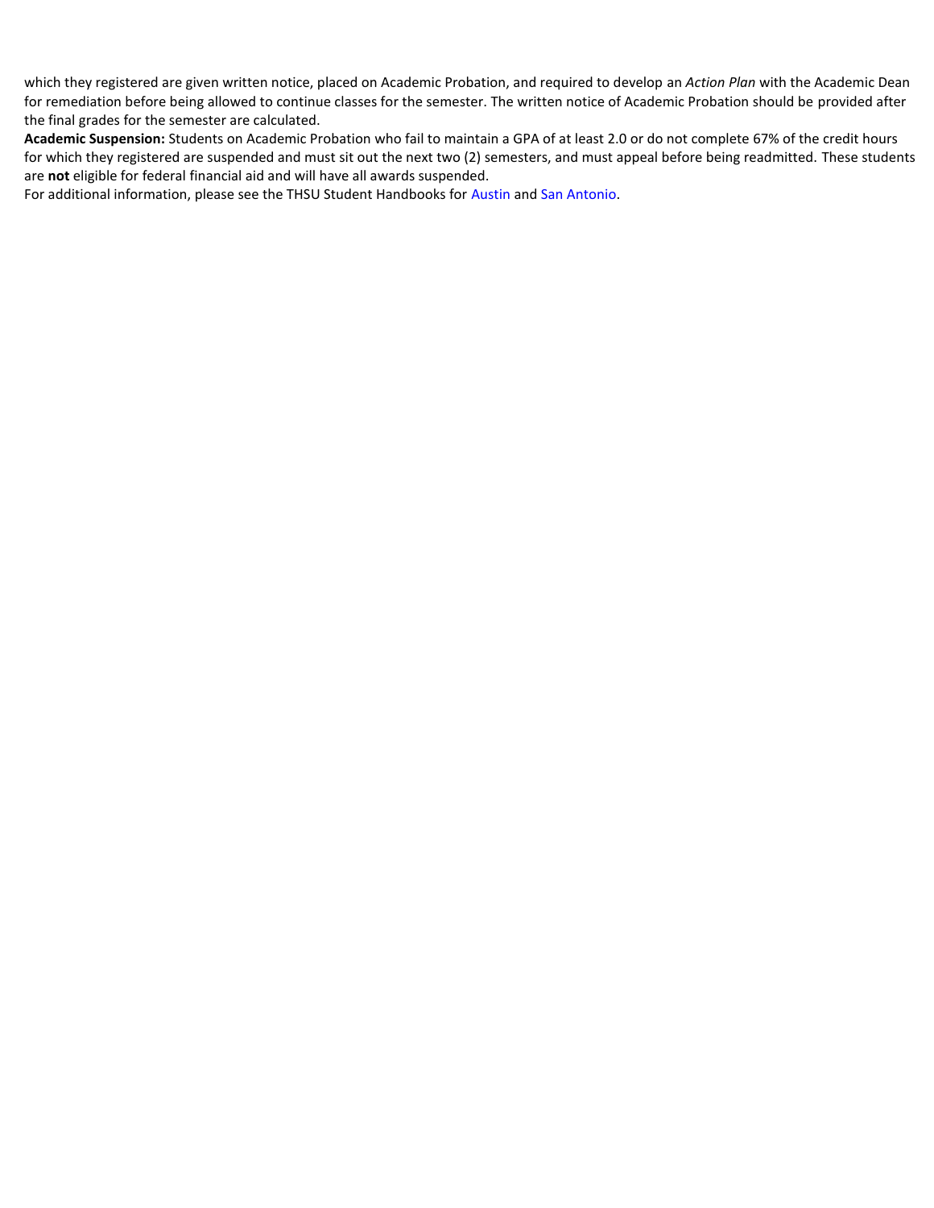which they registered are given written notice, placed on Academic Probation, and required to develop an *Action Plan* with the Academic Dean for remediation before being allowed to continue classes for the semester. The written notice of Academic Probation should be provided after the final grades for the semester are calculated.

**Academic Suspension:** Students on Academic Probation who fail to maintain a GPA of at least 2.0 or do not complete 67% of the credit hours for which they registered are suspended and must sit out the next two (2) semesters, and must appeal before being readmitted. These students are **not** eligible for federal financial aid and will have all awards suspended.

For additional information, please see the THSU Student Handbooks for Austin and San Antonio.